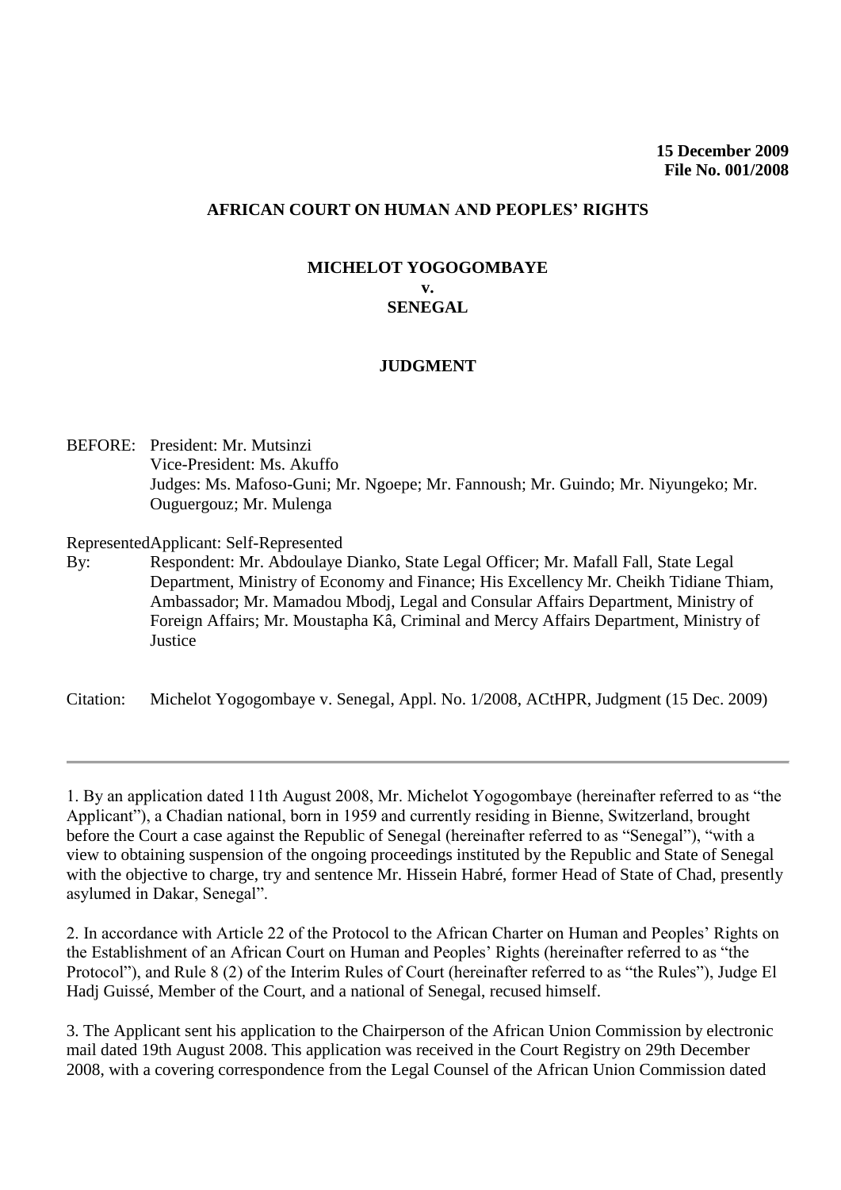**15 December 2009**
**File No. 001/2008**

**AFRICAN COURT ON HUMAN AND PEOPLES' RIGHTS**

**MICHELOT YOGOGOMBAYE**
**v.**
**SENEGAL**

**JUDGMENT**

BEFORE: President: Mr. Mutsinzi
Vice-President: Ms. Akuffo
Judges: Ms. Mafoso-Guni; Mr. Ngoepe; Mr. Fannoush; Mr. Guindo; Mr. Niyungeko; Mr. Ouguergouz; Mr. Mulenga

Represented By: Applicant: Self-Represented
Respondent: Mr. Abdoulaye Dianko, State Legal Officer; Mr. Mafall Fall, State Legal Department, Ministry of Economy and Finance; His Excellency Mr. Cheikh Tidiane Thiam, Ambassador; Mr. Mamadou Mbodj, Legal and Consular Affairs Department, Ministry of Foreign Affairs; Mr. Moustapha Kâ, Criminal and Mercy Affairs Department, Ministry of Justice

Citation: Michelot Yogogombaye v. Senegal, Appl. No. 1/2008, ACtHPR, Judgment (15 Dec. 2009)

---

1. By an application dated 11th August 2008, Mr. Michelot Yogogombaye (hereinafter referred to as "the Applicant"), a Chadian national, born in 1959 and currently residing in Bienne, Switzerland, brought before the Court a case against the Republic of Senegal (hereinafter referred to as "Senegal"), "with a view to obtaining suspension of the ongoing proceedings instituted by the Republic and State of Senegal with the objective to charge, try and sentence Mr. Hissein Habré, former Head of State of Chad, presently asylumed in Dakar, Senegal".

2. In accordance with Article 22 of the Protocol to the African Charter on Human and Peoples' Rights on the Establishment of an African Court on Human and Peoples' Rights (hereinafter referred to as "the Protocol"), and Rule 8 (2) of the Interim Rules of Court (hereinafter referred to as "the Rules"), Judge El Hadj Guissé, Member of the Court, and a national of Senegal, recused himself.

3. The Applicant sent his application to the Chairperson of the African Union Commission by electronic mail dated 19th August 2008. This application was received in the Court Registry on 29th December 2008, with a covering correspondence from the Legal Counsel of the African Union Commission dated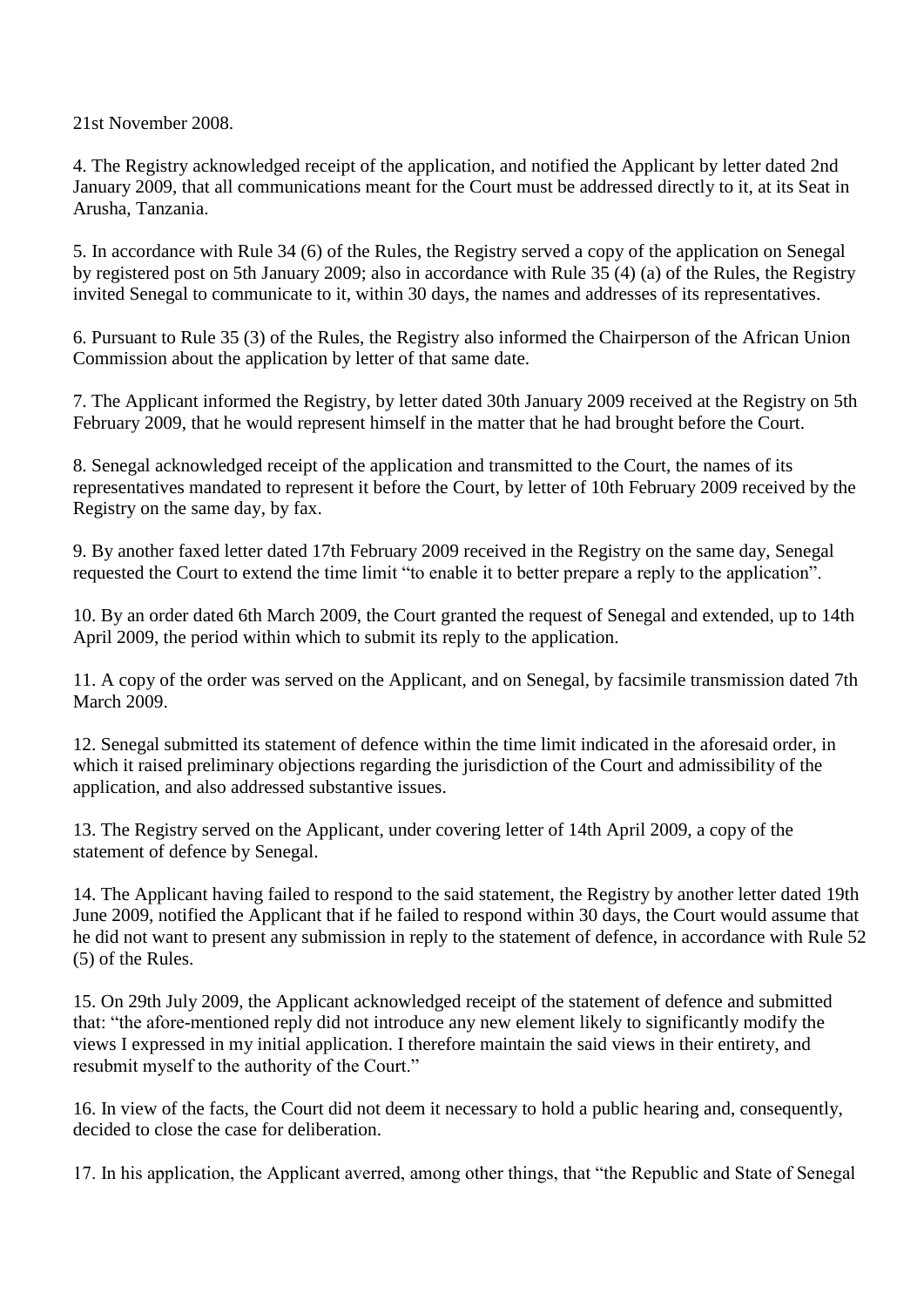21st November 2008.

4. The Registry acknowledged receipt of the application, and notified the Applicant by letter dated 2nd January 2009, that all communications meant for the Court must be addressed directly to it, at its Seat in Arusha, Tanzania.

5. In accordance with Rule 34 (6) of the Rules, the Registry served a copy of the application on Senegal by registered post on 5th January 2009; also in accordance with Rule 35 (4) (a) of the Rules, the Registry invited Senegal to communicate to it, within 30 days, the names and addresses of its representatives.

6. Pursuant to Rule 35 (3) of the Rules, the Registry also informed the Chairperson of the African Union Commission about the application by letter of that same date.

7. The Applicant informed the Registry, by letter dated 30th January 2009 received at the Registry on 5th February 2009, that he would represent himself in the matter that he had brought before the Court.

8. Senegal acknowledged receipt of the application and transmitted to the Court, the names of its representatives mandated to represent it before the Court, by letter of 10th February 2009 received by the Registry on the same day, by fax.

9. By another faxed letter dated 17th February 2009 received in the Registry on the same day, Senegal requested the Court to extend the time limit "to enable it to better prepare a reply to the application".

10. By an order dated 6th March 2009, the Court granted the request of Senegal and extended, up to 14th April 2009, the period within which to submit its reply to the application.

11. A copy of the order was served on the Applicant, and on Senegal, by facsimile transmission dated 7th March 2009.

12. Senegal submitted its statement of defence within the time limit indicated in the aforesaid order, in which it raised preliminary objections regarding the jurisdiction of the Court and admissibility of the application, and also addressed substantive issues.

13. The Registry served on the Applicant, under covering letter of 14th April 2009, a copy of the statement of defence by Senegal.

14. The Applicant having failed to respond to the said statement, the Registry by another letter dated 19th June 2009, notified the Applicant that if he failed to respond within 30 days, the Court would assume that he did not want to present any submission in reply to the statement of defence, in accordance with Rule 52 (5) of the Rules.

15. On 29th July 2009, the Applicant acknowledged receipt of the statement of defence and submitted that: "the afore-mentioned reply did not introduce any new element likely to significantly modify the views I expressed in my initial application. I therefore maintain the said views in their entirety, and resubmit myself to the authority of the Court."

16. In view of the facts, the Court did not deem it necessary to hold a public hearing and, consequently, decided to close the case for deliberation.

17. In his application, the Applicant averred, among other things, that "the Republic and State of Senegal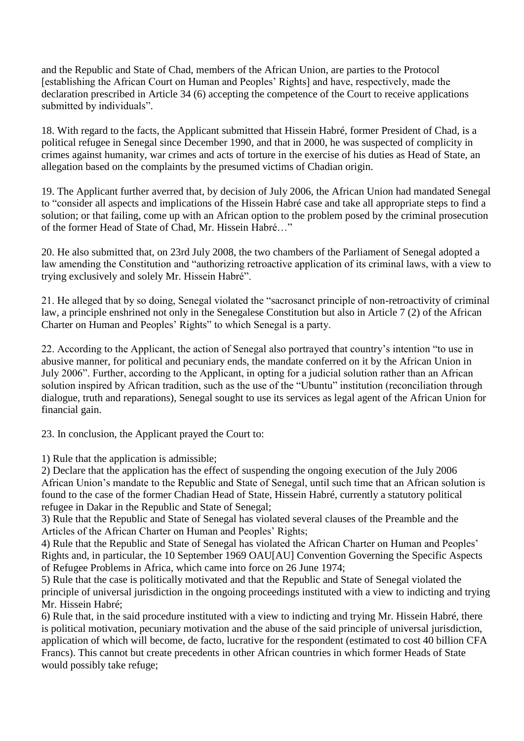and the Republic and State of Chad, members of the African Union, are parties to the Protocol [establishing the African Court on Human and Peoples' Rights] and have, respectively, made the declaration prescribed in Article 34 (6) accepting the competence of the Court to receive applications submitted by individuals".

18. With regard to the facts, the Applicant submitted that Hissein Habré, former President of Chad, is a political refugee in Senegal since December 1990, and that in 2000, he was suspected of complicity in crimes against humanity, war crimes and acts of torture in the exercise of his duties as Head of State, an allegation based on the complaints by the presumed victims of Chadian origin.

19. The Applicant further averred that, by decision of July 2006, the African Union had mandated Senegal to "consider all aspects and implications of the Hissein Habré case and take all appropriate steps to find a solution; or that failing, come up with an African option to the problem posed by the criminal prosecution of the former Head of State of Chad, Mr. Hissein Habré…"

20. He also submitted that, on 23rd July 2008, the two chambers of the Parliament of Senegal adopted a law amending the Constitution and "authorizing retroactive application of its criminal laws, with a view to trying exclusively and solely Mr. Hissein Habré".

21. He alleged that by so doing, Senegal violated the "sacrosanct principle of non-retroactivity of criminal law, a principle enshrined not only in the Senegalese Constitution but also in Article 7 (2) of the African Charter on Human and Peoples' Rights" to which Senegal is a party.

22. According to the Applicant, the action of Senegal also portrayed that country's intention "to use in abusive manner, for political and pecuniary ends, the mandate conferred on it by the African Union in July 2006". Further, according to the Applicant, in opting for a judicial solution rather than an African solution inspired by African tradition, such as the use of the "Ubuntu" institution (reconciliation through dialogue, truth and reparations), Senegal sought to use its services as legal agent of the African Union for financial gain.

23. In conclusion, the Applicant prayed the Court to:

1) Rule that the application is admissible;
2) Declare that the application has the effect of suspending the ongoing execution of the July 2006 African Union's mandate to the Republic and State of Senegal, until such time that an African solution is found to the case of the former Chadian Head of State, Hissein Habré, currently a statutory political refugee in Dakar in the Republic and State of Senegal;
3) Rule that the Republic and State of Senegal has violated several clauses of the Preamble and the Articles of the African Charter on Human and Peoples' Rights;
4) Rule that the Republic and State of Senegal has violated the African Charter on Human and Peoples' Rights and, in particular, the 10 September 1969 OAU[AU] Convention Governing the Specific Aspects of Refugee Problems in Africa, which came into force on 26 June 1974;
5) Rule that the case is politically motivated and that the Republic and State of Senegal violated the principle of universal jurisdiction in the ongoing proceedings instituted with a view to indicting and trying Mr. Hissein Habré;
6) Rule that, in the said procedure instituted with a view to indicting and trying Mr. Hissein Habré, there is political motivation, pecuniary motivation and the abuse of the said principle of universal jurisdiction, application of which will become, de facto, lucrative for the respondent (estimated to cost 40 billion CFA Francs). This cannot but create precedents in other African countries in which former Heads of State would possibly take refuge;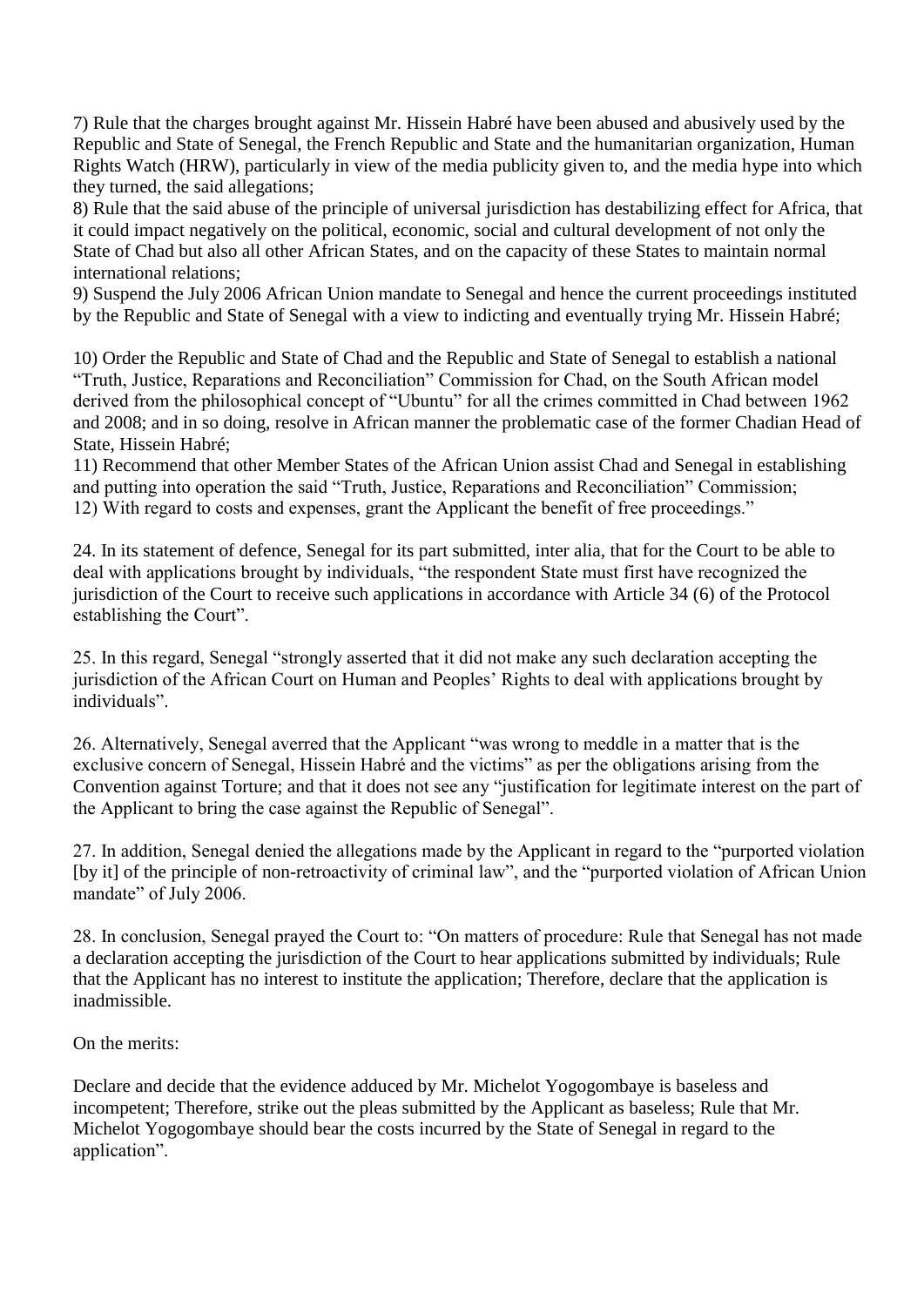7) Rule that the charges brought against Mr. Hissein Habré have been abused and abusively used by the Republic and State of Senegal, the French Republic and State and the humanitarian organization, Human Rights Watch (HRW), particularly in view of the media publicity given to, and the media hype into which they turned, the said allegations;
8) Rule that the said abuse of the principle of universal jurisdiction has destabilizing effect for Africa, that it could impact negatively on the political, economic, social and cultural development of not only the State of Chad but also all other African States, and on the capacity of these States to maintain normal international relations;
9) Suspend the July 2006 African Union mandate to Senegal and hence the current proceedings instituted by the Republic and State of Senegal with a view to indicting and eventually trying Mr. Hissein Habré;

10) Order the Republic and State of Chad and the Republic and State of Senegal to establish a national "Truth, Justice, Reparations and Reconciliation" Commission for Chad, on the South African model derived from the philosophical concept of "Ubuntu" for all the crimes committed in Chad between 1962 and 2008; and in so doing, resolve in African manner the problematic case of the former Chadian Head of State, Hissein Habré;
11) Recommend that other Member States of the African Union assist Chad and Senegal in establishing and putting into operation the said "Truth, Justice, Reparations and Reconciliation" Commission;
12) With regard to costs and expenses, grant the Applicant the benefit of free proceedings."

24. In its statement of defence, Senegal for its part submitted, inter alia, that for the Court to be able to deal with applications brought by individuals, "the respondent State must first have recognized the jurisdiction of the Court to receive such applications in accordance with Article 34 (6) of the Protocol establishing the Court".

25. In this regard, Senegal "strongly asserted that it did not make any such declaration accepting the jurisdiction of the African Court on Human and Peoples' Rights to deal with applications brought by individuals".

26. Alternatively, Senegal averred that the Applicant "was wrong to meddle in a matter that is the exclusive concern of Senegal, Hissein Habré and the victims" as per the obligations arising from the Convention against Torture; and that it does not see any "justification for legitimate interest on the part of the Applicant to bring the case against the Republic of Senegal".

27. In addition, Senegal denied the allegations made by the Applicant in regard to the "purported violation [by it] of the principle of non-retroactivity of criminal law", and the "purported violation of African Union mandate" of July 2006.

28. In conclusion, Senegal prayed the Court to: "On matters of procedure: Rule that Senegal has not made a declaration accepting the jurisdiction of the Court to hear applications submitted by individuals; Rule that the Applicant has no interest to institute the application; Therefore, declare that the application is inadmissible.

On the merits:

Declare and decide that the evidence adduced by Mr. Michelot Yogogombaye is baseless and incompetent; Therefore, strike out the pleas submitted by the Applicant as baseless; Rule that Mr. Michelot Yogogombaye should bear the costs incurred by the State of Senegal in regard to the application".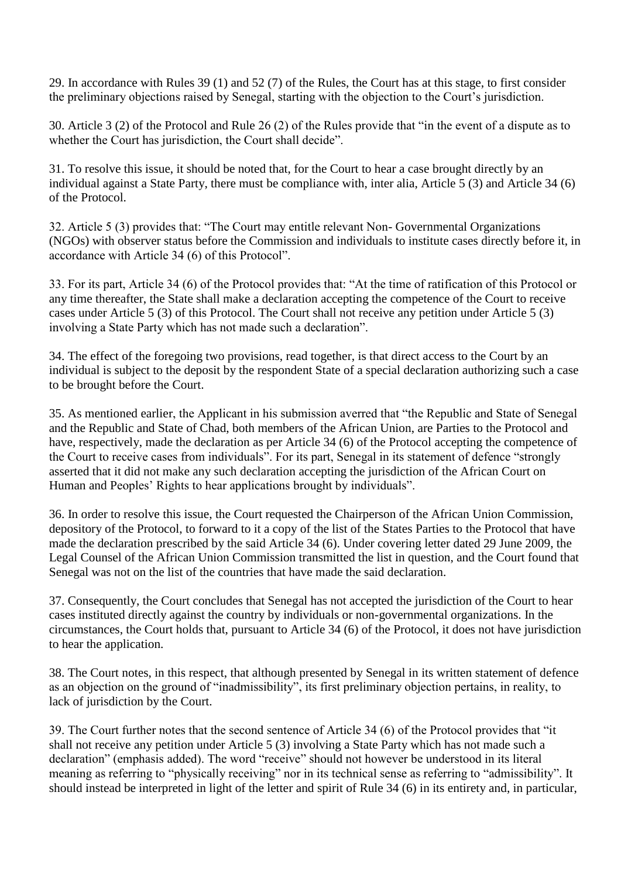29. In accordance with Rules 39 (1) and 52 (7) of the Rules, the Court has at this stage, to first consider the preliminary objections raised by Senegal, starting with the objection to the Court's jurisdiction.

30. Article 3 (2) of the Protocol and Rule 26 (2) of the Rules provide that "in the event of a dispute as to whether the Court has jurisdiction, the Court shall decide".

31. To resolve this issue, it should be noted that, for the Court to hear a case brought directly by an individual against a State Party, there must be compliance with, inter alia, Article 5 (3) and Article 34 (6) of the Protocol.

32. Article 5 (3) provides that: "The Court may entitle relevant Non- Governmental Organizations (NGOs) with observer status before the Commission and individuals to institute cases directly before it, in accordance with Article 34 (6) of this Protocol".

33. For its part, Article 34 (6) of the Protocol provides that: "At the time of ratification of this Protocol or any time thereafter, the State shall make a declaration accepting the competence of the Court to receive cases under Article 5 (3) of this Protocol. The Court shall not receive any petition under Article 5 (3) involving a State Party which has not made such a declaration".

34. The effect of the foregoing two provisions, read together, is that direct access to the Court by an individual is subject to the deposit by the respondent State of a special declaration authorizing such a case to be brought before the Court.

35. As mentioned earlier, the Applicant in his submission averred that "the Republic and State of Senegal and the Republic and State of Chad, both members of the African Union, are Parties to the Protocol and have, respectively, made the declaration as per Article 34 (6) of the Protocol accepting the competence of the Court to receive cases from individuals". For its part, Senegal in its statement of defence "strongly asserted that it did not make any such declaration accepting the jurisdiction of the African Court on Human and Peoples' Rights to hear applications brought by individuals".

36. In order to resolve this issue, the Court requested the Chairperson of the African Union Commission, depository of the Protocol, to forward to it a copy of the list of the States Parties to the Protocol that have made the declaration prescribed by the said Article 34 (6). Under covering letter dated 29 June 2009, the Legal Counsel of the African Union Commission transmitted the list in question, and the Court found that Senegal was not on the list of the countries that have made the said declaration.

37. Consequently, the Court concludes that Senegal has not accepted the jurisdiction of the Court to hear cases instituted directly against the country by individuals or non-governmental organizations. In the circumstances, the Court holds that, pursuant to Article 34 (6) of the Protocol, it does not have jurisdiction to hear the application.

38. The Court notes, in this respect, that although presented by Senegal in its written statement of defence as an objection on the ground of "inadmissibility", its first preliminary objection pertains, in reality, to lack of jurisdiction by the Court.

39. The Court further notes that the second sentence of Article 34 (6) of the Protocol provides that "it shall not receive any petition under Article 5 (3) involving a State Party which has not made such a declaration" (emphasis added). The word "receive" should not however be understood in its literal meaning as referring to "physically receiving" nor in its technical sense as referring to "admissibility". It should instead be interpreted in light of the letter and spirit of Rule 34 (6) in its entirety and, in particular,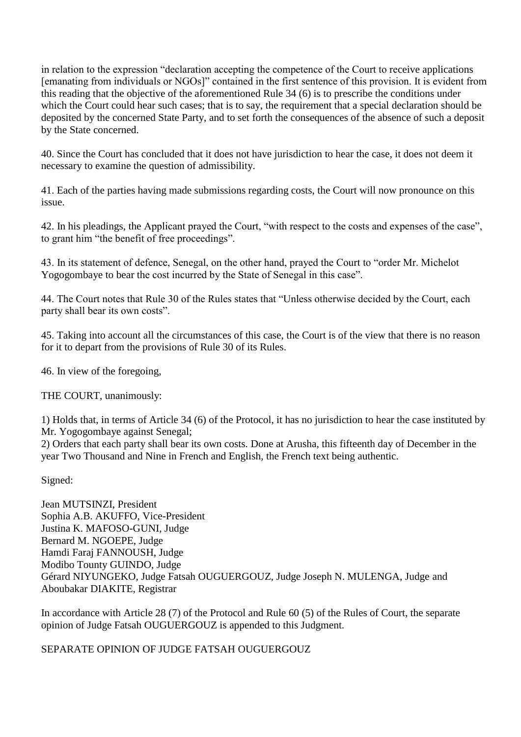in relation to the expression "declaration accepting the competence of the Court to receive applications [emanating from individuals or NGOs]" contained in the first sentence of this provision. It is evident from this reading that the objective of the aforementioned Rule 34 (6) is to prescribe the conditions under which the Court could hear such cases; that is to say, the requirement that a special declaration should be deposited by the concerned State Party, and to set forth the consequences of the absence of such a deposit by the State concerned.

40. Since the Court has concluded that it does not have jurisdiction to hear the case, it does not deem it necessary to examine the question of admissibility.

41. Each of the parties having made submissions regarding costs, the Court will now pronounce on this issue.

42. In his pleadings, the Applicant prayed the Court, "with respect to the costs and expenses of the case", to grant him "the benefit of free proceedings".

43. In its statement of defence, Senegal, on the other hand, prayed the Court to "order Mr. Michelot Yogogombaye to bear the cost incurred by the State of Senegal in this case".

44. The Court notes that Rule 30 of the Rules states that "Unless otherwise decided by the Court, each party shall bear its own costs".

45. Taking into account all the circumstances of this case, the Court is of the view that there is no reason for it to depart from the provisions of Rule 30 of its Rules.

46. In view of the foregoing,

THE COURT, unanimously:

1) Holds that, in terms of Article 34 (6) of the Protocol, it has no jurisdiction to hear the case instituted by Mr. Yogogombaye against Senegal;
2) Orders that each party shall bear its own costs. Done at Arusha, this fifteenth day of December in the year Two Thousand and Nine in French and English, the French text being authentic.

Signed:

Jean MUTSINZI, President
Sophia A.B. AKUFFO, Vice-President
Justina K. MAFOSO-GUNI, Judge
Bernard M. NGOEPE, Judge
Hamdi Faraj FANNOUSH, Judge
Modibo Tounty GUINDO, Judge
Gérard NIYUNGEKO, Judge Fatsah OUGUERGOUZ, Judge Joseph N. MULENGA, Judge and Aboubakar DIAKITE, Registrar

In accordance with Article 28 (7) of the Protocol and Rule 60 (5) of the Rules of Court, the separate opinion of Judge Fatsah OUGUERGOUZ is appended to this Judgment.

SEPARATE OPINION OF JUDGE FATSAH OUGUERGOUZ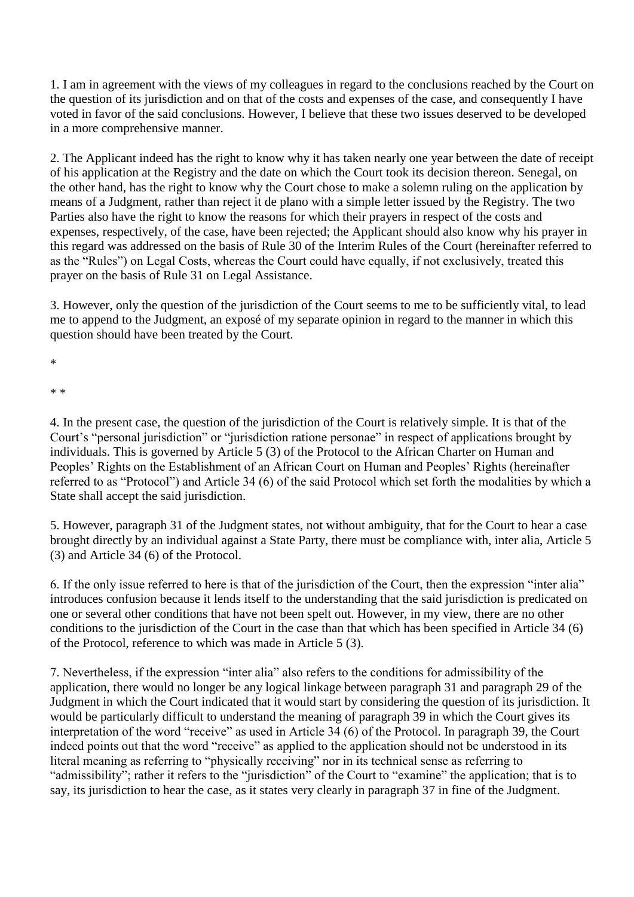1. I am in agreement with the views of my colleagues in regard to the conclusions reached by the Court on the question of its jurisdiction and on that of the costs and expenses of the case, and consequently I have voted in favor of the said conclusions. However, I believe that these two issues deserved to be developed in a more comprehensive manner.

2. The Applicant indeed has the right to know why it has taken nearly one year between the date of receipt of his application at the Registry and the date on which the Court took its decision thereon. Senegal, on the other hand, has the right to know why the Court chose to make a solemn ruling on the application by means of a Judgment, rather than reject it de plano with a simple letter issued by the Registry. The two Parties also have the right to know the reasons for which their prayers in respect of the costs and expenses, respectively, of the case, have been rejected; the Applicant should also know why his prayer in this regard was addressed on the basis of Rule 30 of the Interim Rules of the Court (hereinafter referred to as the "Rules") on Legal Costs, whereas the Court could have equally, if not exclusively, treated this prayer on the basis of Rule 31 on Legal Assistance.

3. However, only the question of the jurisdiction of the Court seems to me to be sufficiently vital, to lead me to append to the Judgment, an exposé of my separate opinion in regard to the manner in which this question should have been treated by the Court.

*

* *

4. In the present case, the question of the jurisdiction of the Court is relatively simple. It is that of the Court's "personal jurisdiction" or "jurisdiction ratione personae" in respect of applications brought by individuals. This is governed by Article 5 (3) of the Protocol to the African Charter on Human and Peoples' Rights on the Establishment of an African Court on Human and Peoples' Rights (hereinafter referred to as "Protocol") and Article 34 (6) of the said Protocol which set forth the modalities by which a State shall accept the said jurisdiction.

5. However, paragraph 31 of the Judgment states, not without ambiguity, that for the Court to hear a case brought directly by an individual against a State Party, there must be compliance with, inter alia, Article 5 (3) and Article 34 (6) of the Protocol.

6. If the only issue referred to here is that of the jurisdiction of the Court, then the expression "inter alia" introduces confusion because it lends itself to the understanding that the said jurisdiction is predicated on one or several other conditions that have not been spelt out. However, in my view, there are no other conditions to the jurisdiction of the Court in the case than that which has been specified in Article 34 (6) of the Protocol, reference to which was made in Article 5 (3).

7. Nevertheless, if the expression "inter alia" also refers to the conditions for admissibility of the application, there would no longer be any logical linkage between paragraph 31 and paragraph 29 of the Judgment in which the Court indicated that it would start by considering the question of its jurisdiction. It would be particularly difficult to understand the meaning of paragraph 39 in which the Court gives its interpretation of the word "receive" as used in Article 34 (6) of the Protocol. In paragraph 39, the Court indeed points out that the word "receive" as applied to the application should not be understood in its literal meaning as referring to "physically receiving" nor in its technical sense as referring to "admissibility"; rather it refers to the "jurisdiction" of the Court to "examine" the application; that is to say, its jurisdiction to hear the case, as it states very clearly in paragraph 37 in fine of the Judgment.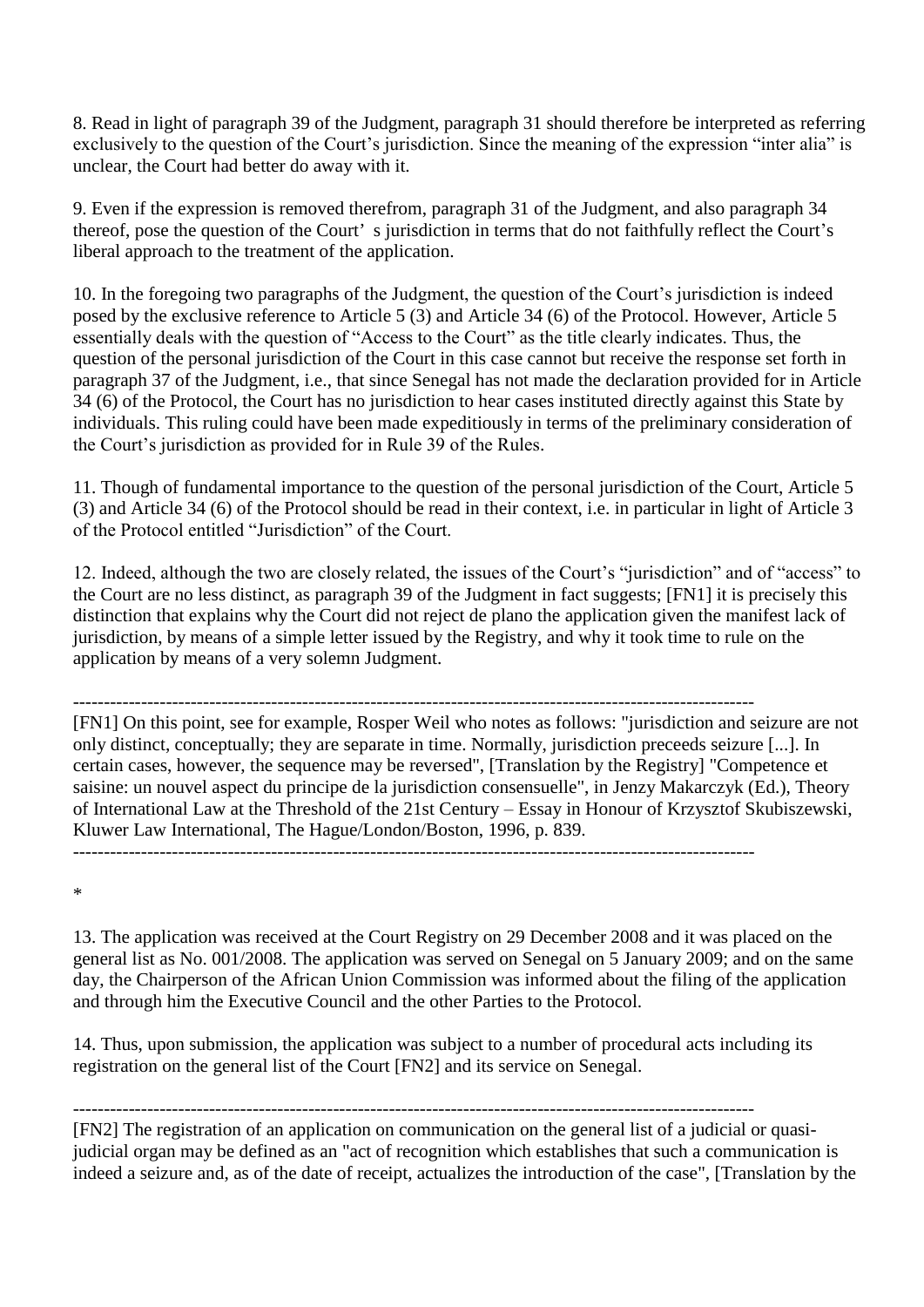8. Read in light of paragraph 39 of the Judgment, paragraph 31 should therefore be interpreted as referring exclusively to the question of the Court's jurisdiction. Since the meaning of the expression "inter alia" is unclear, the Court had better do away with it.

9. Even if the expression is removed therefrom, paragraph 31 of the Judgment, and also paragraph 34 thereof, pose the question of the Court' s jurisdiction in terms that do not faithfully reflect the Court's liberal approach to the treatment of the application.

10. In the foregoing two paragraphs of the Judgment, the question of the Court's jurisdiction is indeed posed by the exclusive reference to Article 5 (3) and Article 34 (6) of the Protocol. However, Article 5 essentially deals with the question of "Access to the Court" as the title clearly indicates. Thus, the question of the personal jurisdiction of the Court in this case cannot but receive the response set forth in paragraph 37 of the Judgment, i.e., that since Senegal has not made the declaration provided for in Article 34 (6) of the Protocol, the Court has no jurisdiction to hear cases instituted directly against this State by individuals. This ruling could have been made expeditiously in terms of the preliminary consideration of the Court's jurisdiction as provided for in Rule 39 of the Rules.

11. Though of fundamental importance to the question of the personal jurisdiction of the Court, Article 5 (3) and Article 34 (6) of the Protocol should be read in their context, i.e. in particular in light of Article 3 of the Protocol entitled "Jurisdiction" of the Court.

12. Indeed, although the two are closely related, the issues of the Court's "jurisdiction" and of "access" to the Court are no less distinct, as paragraph 39 of the Judgment in fact suggests; [FN1] it is precisely this distinction that explains why the Court did not reject de plano the application given the manifest lack of jurisdiction, by means of a simple letter issued by the Registry, and why it took time to rule on the application by means of a very solemn Judgment.

---

[FN1] On this point, see for example, Rosper Weil who notes as follows: "jurisdiction and seizure are not only distinct, conceptually; they are separate in time. Normally, jurisdiction preceeds seizure [...]. In certain cases, however, the sequence may be reversed", [Translation by the Registry] "Competence et saisine: un nouvel aspect du principe de la jurisdiction consensuelle", in Jenzy Makarczyk (Ed.), Theory of International Law at the Threshold of the 21st Century – Essay in Honour of Krzysztof Skubiszewski, Kluwer Law International, The Hague/London/Boston, 1996, p. 839.

---

*

13. The application was received at the Court Registry on 29 December 2008 and it was placed on the general list as No. 001/2008. The application was served on Senegal on 5 January 2009; and on the same day, the Chairperson of the African Union Commission was informed about the filing of the application and through him the Executive Council and the other Parties to the Protocol.

14. Thus, upon submission, the application was subject to a number of procedural acts including its registration on the general list of the Court [FN2] and its service on Senegal.

---

[FN2] The registration of an application on communication on the general list of a judicial or quasi-judicial organ may be defined as an "act of recognition which establishes that such a communication is indeed a seizure and, as of the date of receipt, actualizes the introduction of the case", [Translation by the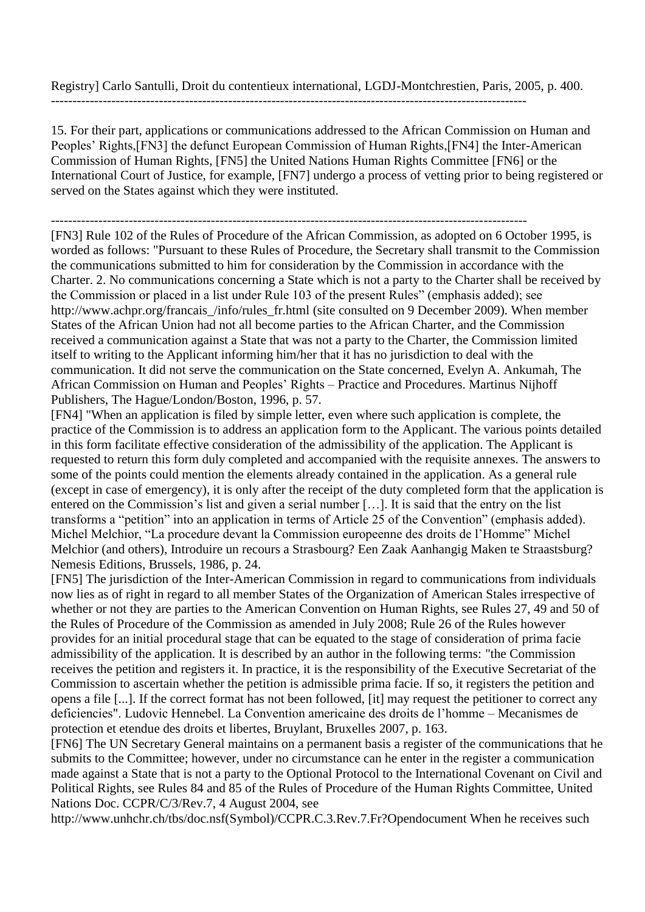Registry] Carlo Santulli, Droit du contentieux international, LGDJ-Montchrestien, Paris, 2005, p. 400.

---

15. For their part, applications or communications addressed to the African Commission on Human and Peoples' Rights,[FN3] the defunct European Commission of Human Rights,[FN4] the Inter-American Commission of Human Rights, [FN5] the United Nations Human Rights Committee [FN6] or the International Court of Justice, for example, [FN7] undergo a process of vetting prior to being registered or served on the States against which they were instituted.

---

[FN3] Rule 102 of the Rules of Procedure of the African Commission, as adopted on 6 October 1995, is worded as follows: "Pursuant to these Rules of Procedure, the Secretary shall transmit to the Commission the communications submitted to him for consideration by the Commission in accordance with the Charter. 2. No communications concerning a State which is not a party to the Charter shall be received by the Commission or placed in a list under Rule 103 of the present Rules" (emphasis added); see http://www.achpr.org/francais_/info/rules_fr.html (site consulted on 9 December 2009). When member States of the African Union had not all become parties to the African Charter, and the Commission received a communication against a State that was not a party to the Charter, the Commission limited itself to writing to the Applicant informing him/her that it has no jurisdiction to deal with the communication. It did not serve the communication on the State concerned, Evelyn A. Ankumah, The African Commission on Human and Peoples' Rights – Practice and Procedures. Martinus Nijhoff Publishers, The Hague/London/Boston, 1996, p. 57.

[FN4] "When an application is filed by simple letter, even where such application is complete, the practice of the Commission is to address an application form to the Applicant. The various points detailed in this form facilitate effective consideration of the admissibility of the application. The Applicant is requested to return this form duly completed and accompanied with the requisite annexes. The answers to some of the points could mention the elements already contained in the application. As a general rule (except in case of emergency), it is only after the receipt of the duty completed form that the application is entered on the Commission's list and given a serial number […]. It is said that the entry on the list transforms a "petition" into an application in terms of Article 25 of the Convention" (emphasis added). Michel Melchior, "La procedure devant la Commission europeenne des droits de l'Homme" Michel Melchior (and others), Introduire un recours a Strasbourg? Een Zaak Aanhangig Maken te Straastsburg? Nemesis Editions, Brussels, 1986, p. 24.

[FN5] The jurisdiction of the Inter-American Commission in regard to communications from individuals now lies as of right in regard to all member States of the Organization of American Stales irrespective of whether or not they are parties to the American Convention on Human Rights, see Rules 27, 49 and 50 of the Rules of Procedure of the Commission as amended in July 2008; Rule 26 of the Rules however provides for an initial procedural stage that can be equated to the stage of consideration of prima facie admissibility of the application. It is described by an author in the following terms: "the Commission receives the petition and registers it. In practice, it is the responsibility of the Executive Secretariat of the Commission to ascertain whether the petition is admissible prima facie. If so, it registers the petition and opens a file [...]. If the correct format has not been followed, [it] may request the petitioner to correct any deficiencies". Ludovic Hennebel. La Convention americaine des droits de l'homme – Mecanismes de protection et etendue des droits et libertes, Bruylant, Bruxelles 2007, p. 163.

[FN6] The UN Secretary General maintains on a permanent basis a register of the communications that he submits to the Committee; however, under no circumstance can he enter in the register a communication made against a State that is not a party to the Optional Protocol to the International Covenant on Civil and Political Rights, see Rules 84 and 85 of the Rules of Procedure of the Human Rights Committee, United Nations Doc. CCPR/C/3/Rev.7, 4 August 2004, see http://www.unhchr.ch/tbs/doc.nsf(Symbol)/CCPR.C.3.Rev.7.Fr?Opendocument When he receives such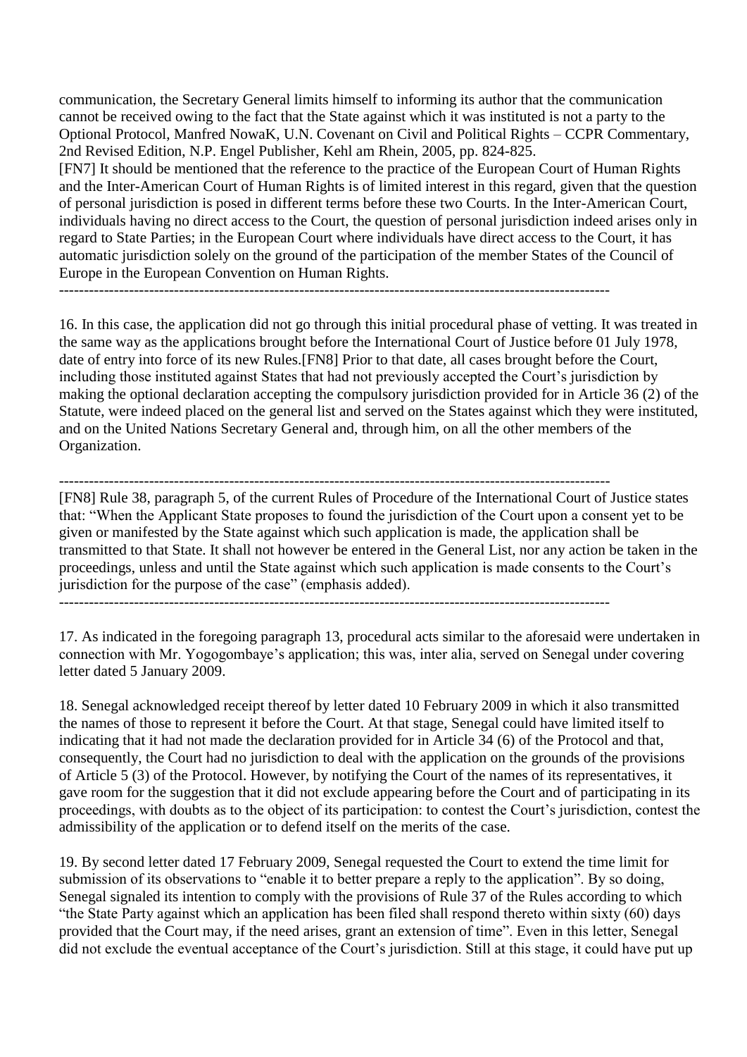communication, the Secretary General limits himself to informing its author that the communication cannot be received owing to the fact that the State against which it was instituted is not a party to the Optional Protocol, Manfred NowaK, U.N. Covenant on Civil and Political Rights – CCPR Commentary, 2nd Revised Edition, N.P. Engel Publisher, Kehl am Rhein, 2005, pp. 824-825.
[FN7] It should be mentioned that the reference to the practice of the European Court of Human Rights and the Inter-American Court of Human Rights is of limited interest in this regard, given that the question of personal jurisdiction is posed in different terms before these two Courts. In the Inter-American Court, individuals having no direct access to the Court, the question of personal jurisdiction indeed arises only in regard to State Parties; in the European Court where individuals have direct access to the Court, it has automatic jurisdiction solely on the ground of the participation of the member States of the Council of Europe in the European Convention on Human Rights.

---

16. In this case, the application did not go through this initial procedural phase of vetting. It was treated in the same way as the applications brought before the International Court of Justice before 01 July 1978, date of entry into force of its new Rules.[FN8] Prior to that date, all cases brought before the Court, including those instituted against States that had not previously accepted the Court's jurisdiction by making the optional declaration accepting the compulsory jurisdiction provided for in Article 36 (2) of the Statute, were indeed placed on the general list and served on the States against which they were instituted, and on the United Nations Secretary General and, through him, on all the other members of the Organization.

---

[FN8] Rule 38, paragraph 5, of the current Rules of Procedure of the International Court of Justice states that: "When the Applicant State proposes to found the jurisdiction of the Court upon a consent yet to be given or manifested by the State against which such application is made, the application shall be transmitted to that State. It shall not however be entered in the General List, nor any action be taken in the proceedings, unless and until the State against which such application is made consents to the Court's jurisdiction for the purpose of the case" (emphasis added).

---

17. As indicated in the foregoing paragraph 13, procedural acts similar to the aforesaid were undertaken in connection with Mr. Yogogombaye's application; this was, inter alia, served on Senegal under covering letter dated 5 January 2009.

18. Senegal acknowledged receipt thereof by letter dated 10 February 2009 in which it also transmitted the names of those to represent it before the Court. At that stage, Senegal could have limited itself to indicating that it had not made the declaration provided for in Article 34 (6) of the Protocol and that, consequently, the Court had no jurisdiction to deal with the application on the grounds of the provisions of Article 5 (3) of the Protocol. However, by notifying the Court of the names of its representatives, it gave room for the suggestion that it did not exclude appearing before the Court and of participating in its proceedings, with doubts as to the object of its participation: to contest the Court's jurisdiction, contest the admissibility of the application or to defend itself on the merits of the case.

19. By second letter dated 17 February 2009, Senegal requested the Court to extend the time limit for submission of its observations to "enable it to better prepare a reply to the application". By so doing, Senegal signaled its intention to comply with the provisions of Rule 37 of the Rules according to which "the State Party against which an application has been filed shall respond thereto within sixty (60) days provided that the Court may, if the need arises, grant an extension of time". Even in this letter, Senegal did not exclude the eventual acceptance of the Court's jurisdiction. Still at this stage, it could have put up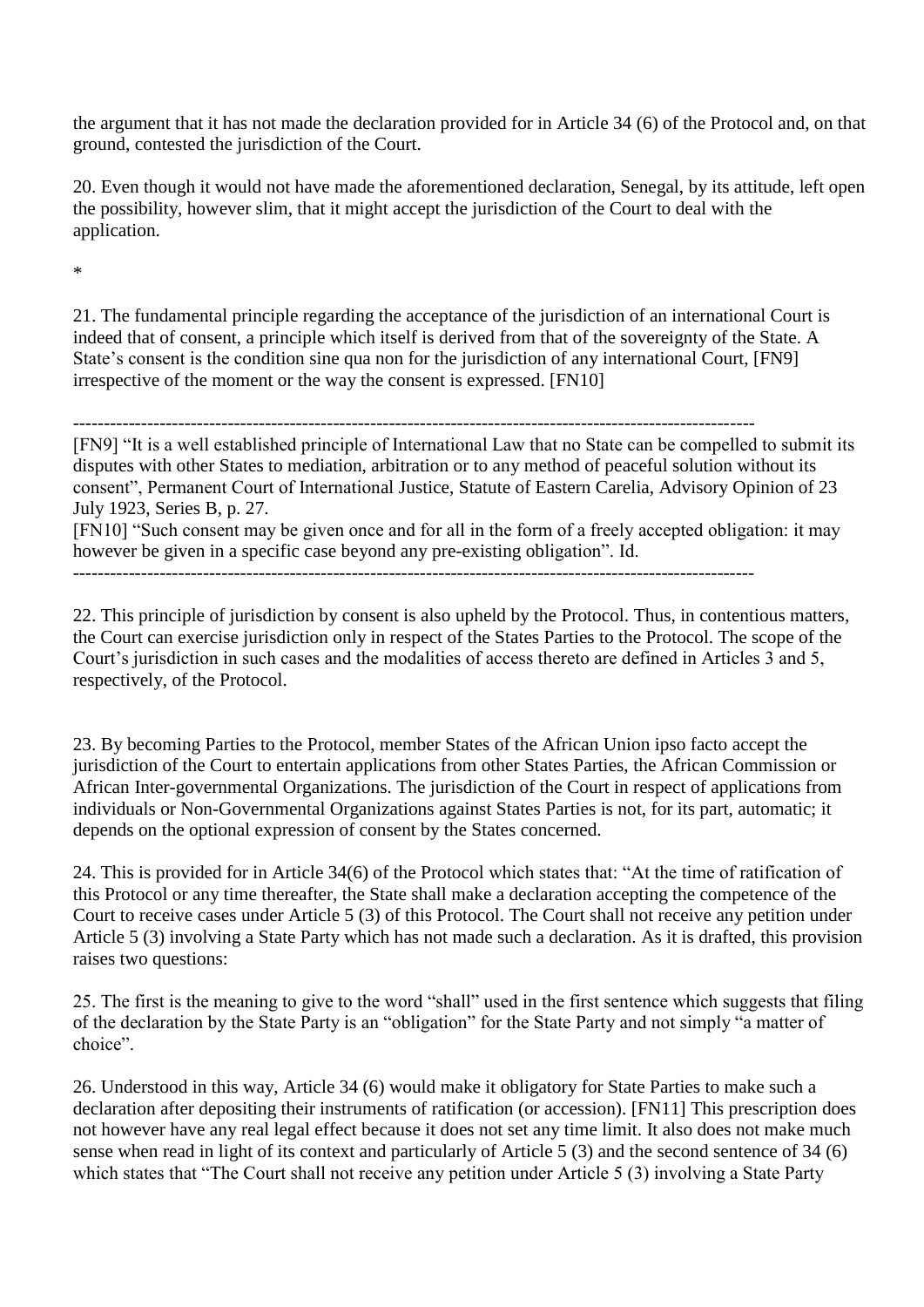the argument that it has not made the declaration provided for in Article 34 (6) of the Protocol and, on that ground, contested the jurisdiction of the Court.

20. Even though it would not have made the aforementioned declaration, Senegal, by its attitude, left open the possibility, however slim, that it might accept the jurisdiction of the Court to deal with the application.

*

21. The fundamental principle regarding the acceptance of the jurisdiction of an international Court is indeed that of consent, a principle which itself is derived from that of the sovereignty of the State. A State's consent is the condition sine qua non for the jurisdiction of any international Court, [FN9] irrespective of the moment or the way the consent is expressed. [FN10]

---

[FN9] "It is a well established principle of International Law that no State can be compelled to submit its disputes with other States to mediation, arbitration or to any method of peaceful solution without its consent", Permanent Court of International Justice, Statute of Eastern Carelia, Advisory Opinion of 23 July 1923, Series B, p. 27.

[FN10] "Such consent may be given once and for all in the form of a freely accepted obligation: it may however be given in a specific case beyond any pre-existing obligation". Id.

---

22. This principle of jurisdiction by consent is also upheld by the Protocol. Thus, in contentious matters, the Court can exercise jurisdiction only in respect of the States Parties to the Protocol. The scope of the Court's jurisdiction in such cases and the modalities of access thereto are defined in Articles 3 and 5, respectively, of the Protocol.

23. By becoming Parties to the Protocol, member States of the African Union ipso facto accept the jurisdiction of the Court to entertain applications from other States Parties, the African Commission or African Inter-governmental Organizations. The jurisdiction of the Court in respect of applications from individuals or Non-Governmental Organizations against States Parties is not, for its part, automatic; it depends on the optional expression of consent by the States concerned.

24. This is provided for in Article 34(6) of the Protocol which states that: "At the time of ratification of this Protocol or any time thereafter, the State shall make a declaration accepting the competence of the Court to receive cases under Article 5 (3) of this Protocol. The Court shall not receive any petition under Article 5 (3) involving a State Party which has not made such a declaration. As it is drafted, this provision raises two questions:

25. The first is the meaning to give to the word "shall" used in the first sentence which suggests that filing of the declaration by the State Party is an "obligation" for the State Party and not simply "a matter of choice".

26. Understood in this way, Article 34 (6) would make it obligatory for State Parties to make such a declaration after depositing their instruments of ratification (or accession). [FN11] This prescription does not however have any real legal effect because it does not set any time limit. It also does not make much sense when read in light of its context and particularly of Article 5 (3) and the second sentence of 34 (6) which states that "The Court shall not receive any petition under Article 5 (3) involving a State Party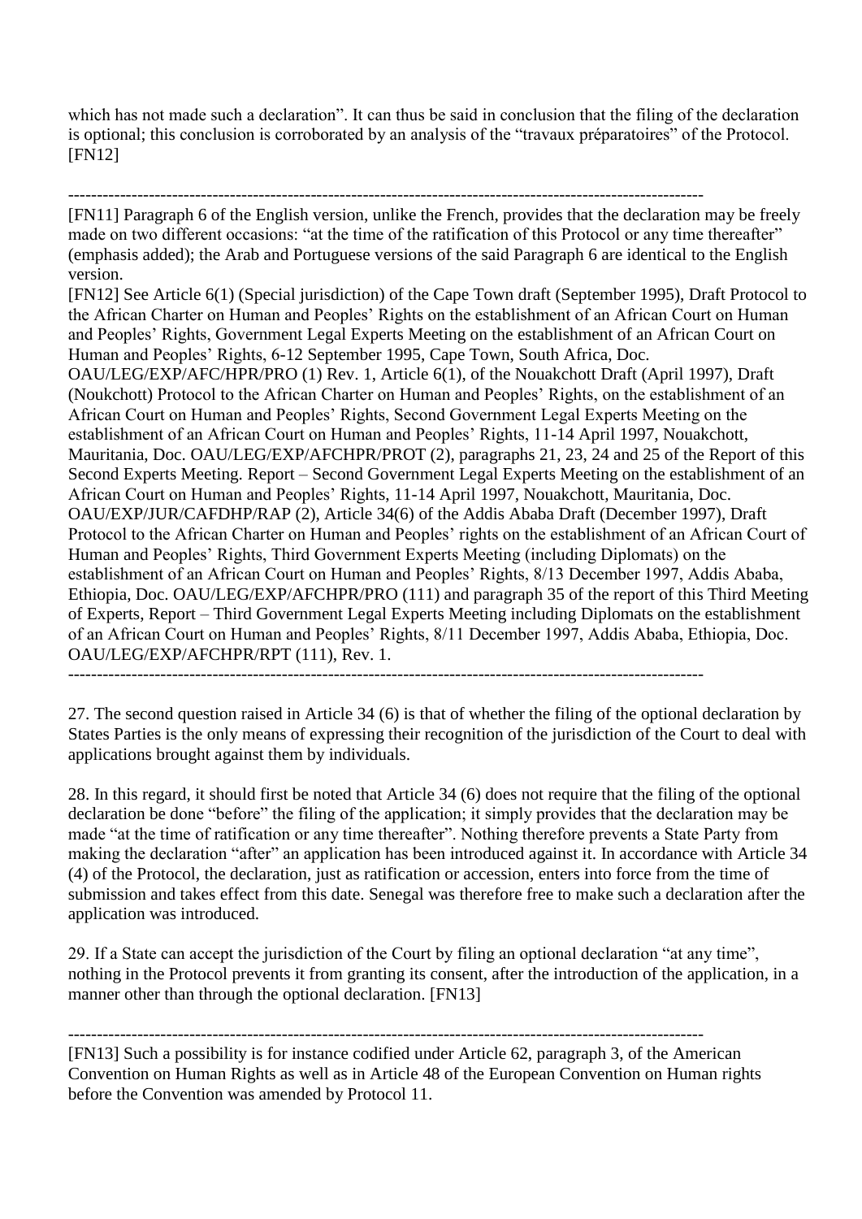which has not made such a declaration". It can thus be said in conclusion that the filing of the declaration is optional; this conclusion is corroborated by an analysis of the "travaux préparatoires" of the Protocol. [FN12]

---

[FN11] Paragraph 6 of the English version, unlike the French, provides that the declaration may be freely made on two different occasions: "at the time of the ratification of this Protocol or any time thereafter" (emphasis added); the Arab and Portuguese versions of the said Paragraph 6 are identical to the English version.

[FN12] See Article 6(1) (Special jurisdiction) of the Cape Town draft (September 1995), Draft Protocol to the African Charter on Human and Peoples' Rights on the establishment of an African Court on Human and Peoples' Rights, Government Legal Experts Meeting on the establishment of an African Court on Human and Peoples' Rights, 6-12 September 1995, Cape Town, South Africa, Doc. OAU/LEG/EXP/AFC/HPR/PRO (1) Rev. 1, Article 6(1), of the Nouakchott Draft (April 1997), Draft (Noukchott) Protocol to the African Charter on Human and Peoples' Rights, on the establishment of an African Court on Human and Peoples' Rights, Second Government Legal Experts Meeting on the establishment of an African Court on Human and Peoples' Rights, 11-14 April 1997, Nouakchott, Mauritania, Doc. OAU/LEG/EXP/AFCHPR/PROT (2), paragraphs 21, 23, 24 and 25 of the Report of this Second Experts Meeting. Report – Second Government Legal Experts Meeting on the establishment of an African Court on Human and Peoples' Rights, 11-14 April 1997, Nouakchott, Mauritania, Doc. OAU/EXP/JUR/CAFDHP/RAP (2), Article 34(6) of the Addis Ababa Draft (December 1997), Draft Protocol to the African Charter on Human and Peoples' rights on the establishment of an African Court of Human and Peoples' Rights, Third Government Experts Meeting (including Diplomats) on the establishment of an African Court on Human and Peoples' Rights, 8/13 December 1997, Addis Ababa, Ethiopia, Doc. OAU/LEG/EXP/AFCHPR/PRO (111) and paragraph 35 of the report of this Third Meeting of Experts, Report – Third Government Legal Experts Meeting including Diplomats on the establishment of an African Court on Human and Peoples' Rights, 8/11 December 1997, Addis Ababa, Ethiopia, Doc. OAU/LEG/EXP/AFCHPR/RPT (111), Rev. 1.

---

27. The second question raised in Article 34 (6) is that of whether the filing of the optional declaration by States Parties is the only means of expressing their recognition of the jurisdiction of the Court to deal with applications brought against them by individuals.

28. In this regard, it should first be noted that Article 34 (6) does not require that the filing of the optional declaration be done "before" the filing of the application; it simply provides that the declaration may be made "at the time of ratification or any time thereafter". Nothing therefore prevents a State Party from making the declaration "after" an application has been introduced against it. In accordance with Article 34 (4) of the Protocol, the declaration, just as ratification or accession, enters into force from the time of submission and takes effect from this date. Senegal was therefore free to make such a declaration after the application was introduced.

29. If a State can accept the jurisdiction of the Court by filing an optional declaration "at any time", nothing in the Protocol prevents it from granting its consent, after the introduction of the application, in a manner other than through the optional declaration. [FN13]

---

[FN13] Such a possibility is for instance codified under Article 62, paragraph 3, of the American Convention on Human Rights as well as in Article 48 of the European Convention on Human rights before the Convention was amended by Protocol 11.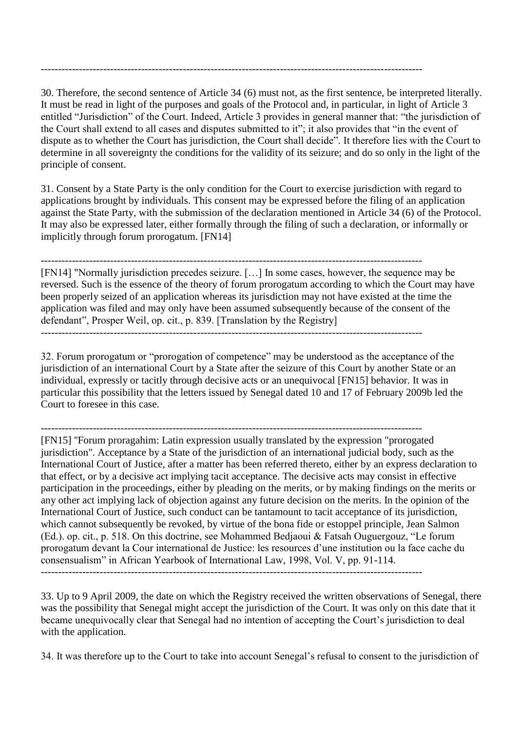---

30. Therefore, the second sentence of Article 34 (6) must not, as the first sentence, be interpreted literally. It must be read in light of the purposes and goals of the Protocol and, in particular, in light of Article 3 entitled "Jurisdiction" of the Court. Indeed, Article 3 provides in general manner that: "the jurisdiction of the Court shall extend to all cases and disputes submitted to it"; it also provides that "in the event of dispute as to whether the Court has jurisdiction, the Court shall decide". It therefore lies with the Court to determine in all sovereignty the conditions for the validity of its seizure; and do so only in the light of the principle of consent.

31. Consent by a State Party is the only condition for the Court to exercise jurisdiction with regard to applications brought by individuals. This consent may be expressed before the filing of an application against the State Party, with the submission of the declaration mentioned in Article 34 (6) of the Protocol. It may also be expressed later, either formally through the filing of such a declaration, or informally or implicitly through forum prorogatum. [FN14]

---

[FN14] "Normally jurisdiction precedes seizure. […] In some cases, however, the sequence may be reversed. Such is the essence of the theory of forum prorogatum according to which the Court may have been properly seized of an application whereas its jurisdiction may not have existed at the time the application was filed and may only have been assumed subsequently because of the consent of the defendant", Prosper Weil, op. cit., p. 839. [Translation by the Registry]

---

32. Forum prorogatum or "prorogation of competence" may be understood as the acceptance of the jurisdiction of an international Court by a State after the seizure of this Court by another State or an individual, expressly or tacitly through decisive acts or an unequivocal [FN15] behavior. It was in particular this possibility that the letters issued by Senegal dated 10 and 17 of February 2009b led the Court to foresee in this case.

---

[FN15] "Forum proragahim: Latin expression usually translated by the expression "prorogated jurisdiction". Acceptance by a State of the jurisdiction of an international judicial body, such as the International Court of Justice, after a matter has been referred thereto, either by an express declaration to that effect, or by a decisive act implying tacit acceptance. The decisive acts may consist in effective participation in the proceedings, either by pleading on the merits, or by making findings on the merits or any other act implying lack of objection against any future decision on the merits. In the opinion of the International Court of Justice, such conduct can be tantamount to tacit acceptance of its jurisdiction, which cannot subsequently be revoked, by virtue of the bona fide or estoppel principle, Jean Salmon (Ed.). op. cit., p. 518. On this doctrine, see Mohammed Bedjaoui & Fatsah Ouguergouz, "Le forum prorogatum devant la Cour international de Justice: les resources d'une institution ou la face cache du consensualism" in African Yearbook of International Law, 1998, Vol. V, pp. 91-114.

---

33. Up to 9 April 2009, the date on which the Registry received the written observations of Senegal, there was the possibility that Senegal might accept the jurisdiction of the Court. It was only on this date that it became unequivocally clear that Senegal had no intention of accepting the Court's jurisdiction to deal with the application.

34. It was therefore up to the Court to take into account Senegal's refusal to consent to the jurisdiction of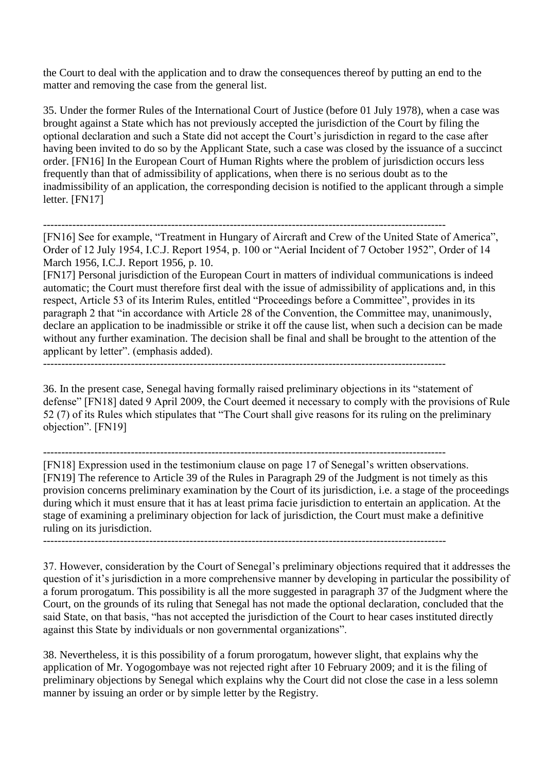the Court to deal with the application and to draw the consequences thereof by putting an end to the matter and removing the case from the general list.

35. Under the former Rules of the International Court of Justice (before 01 July 1978), when a case was brought against a State which has not previously accepted the jurisdiction of the Court by filing the optional declaration and such a State did not accept the Court's jurisdiction in regard to the case after having been invited to do so by the Applicant State, such a case was closed by the issuance of a succinct order. [FN16] In the European Court of Human Rights where the problem of jurisdiction occurs less frequently than that of admissibility of applications, when there is no serious doubt as to the inadmissibility of an application, the corresponding decision is notified to the applicant through a simple letter. [FN17]

---

[FN16] See for example, "Treatment in Hungary of Aircraft and Crew of the United State of America", Order of 12 July 1954, I.C.J. Report 1954, p. 100 or "Aerial Incident of 7 October 1952", Order of 14 March 1956, I.C.J. Report 1956, p. 10.

[FN17] Personal jurisdiction of the European Court in matters of individual communications is indeed automatic; the Court must therefore first deal with the issue of admissibility of applications and, in this respect, Article 53 of its Interim Rules, entitled "Proceedings before a Committee", provides in its paragraph 2 that "in accordance with Article 28 of the Convention, the Committee may, unanimously, declare an application to be inadmissible or strike it off the cause list, when such a decision can be made without any further examination. The decision shall be final and shall be brought to the attention of the applicant by letter". (emphasis added).

---

36. In the present case, Senegal having formally raised preliminary objections in its "statement of defense" [FN18] dated 9 April 2009, the Court deemed it necessary to comply with the provisions of Rule 52 (7) of its Rules which stipulates that "The Court shall give reasons for its ruling on the preliminary objection". [FN19]

---

[FN18] Expression used in the testimonium clause on page 17 of Senegal's written observations.

[FN19] The reference to Article 39 of the Rules in Paragraph 29 of the Judgment is not timely as this provision concerns preliminary examination by the Court of its jurisdiction, i.e. a stage of the proceedings during which it must ensure that it has at least prima facie jurisdiction to entertain an application. At the stage of examining a preliminary objection for lack of jurisdiction, the Court must make a definitive ruling on its jurisdiction.

---

37. However, consideration by the Court of Senegal's preliminary objections required that it addresses the question of it's jurisdiction in a more comprehensive manner by developing in particular the possibility of a forum prorogatum. This possibility is all the more suggested in paragraph 37 of the Judgment where the Court, on the grounds of its ruling that Senegal has not made the optional declaration, concluded that the said State, on that basis, "has not accepted the jurisdiction of the Court to hear cases instituted directly against this State by individuals or non governmental organizations".

38. Nevertheless, it is this possibility of a forum prorogatum, however slight, that explains why the application of Mr. Yogogombaye was not rejected right after 10 February 2009; and it is the filing of preliminary objections by Senegal which explains why the Court did not close the case in a less solemn manner by issuing an order or by simple letter by the Registry.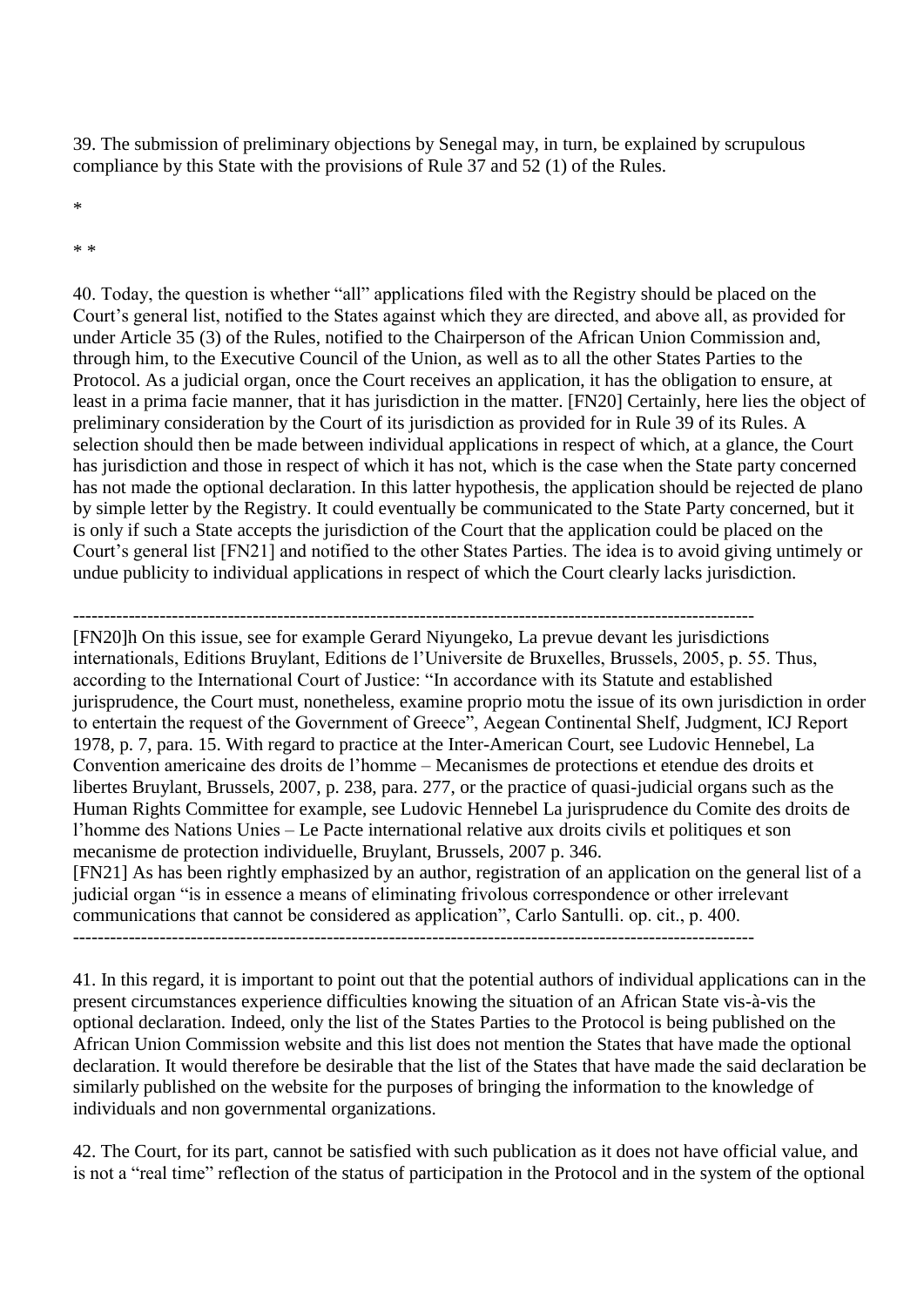39. The submission of preliminary objections by Senegal may, in turn, be explained by scrupulous compliance by this State with the provisions of Rule 37 and 52 (1) of the Rules.

*

* *

40. Today, the question is whether "all" applications filed with the Registry should be placed on the Court's general list, notified to the States against which they are directed, and above all, as provided for under Article 35 (3) of the Rules, notified to the Chairperson of the African Union Commission and, through him, to the Executive Council of the Union, as well as to all the other States Parties to the Protocol. As a judicial organ, once the Court receives an application, it has the obligation to ensure, at least in a prima facie manner, that it has jurisdiction in the matter. [FN20] Certainly, here lies the object of preliminary consideration by the Court of its jurisdiction as provided for in Rule 39 of its Rules. A selection should then be made between individual applications in respect of which, at a glance, the Court has jurisdiction and those in respect of which it has not, which is the case when the State party concerned has not made the optional declaration. In this latter hypothesis, the application should be rejected de plano by simple letter by the Registry. It could eventually be communicated to the State Party concerned, but it is only if such a State accepts the jurisdiction of the Court that the application could be placed on the Court's general list [FN21] and notified to the other States Parties. The idea is to avoid giving untimely or undue publicity to individual applications in respect of which the Court clearly lacks jurisdiction.

---

[FN20]h On this issue, see for example Gerard Niyungeko, La prevue devant les jurisdictions internationals, Editions Bruylant, Editions de l'Universite de Bruxelles, Brussels, 2005, p. 55. Thus, according to the International Court of Justice: "In accordance with its Statute and established jurisprudence, the Court must, nonetheless, examine proprio motu the issue of its own jurisdiction in order to entertain the request of the Government of Greece", Aegean Continental Shelf, Judgment, ICJ Report 1978, p. 7, para. 15. With regard to practice at the Inter-American Court, see Ludovic Hennebel, La Convention americaine des droits de l'homme – Mecanismes de protections et etendue des droits et libertes Bruylant, Brussels, 2007, p. 238, para. 277, or the practice of quasi-judicial organs such as the Human Rights Committee for example, see Ludovic Hennebel La jurisprudence du Comite des droits de l'homme des Nations Unies – Le Pacte international relative aux droits civils et politiques et son mecanisme de protection individuelle, Bruylant, Brussels, 2007 p. 346.

[FN21] As has been rightly emphasized by an author, registration of an application on the general list of a judicial organ "is in essence a means of eliminating frivolous correspondence or other irrelevant communications that cannot be considered as application", Carlo Santulli. op. cit., p. 400.

---

41. In this regard, it is important to point out that the potential authors of individual applications can in the present circumstances experience difficulties knowing the situation of an African State vis-à-vis the optional declaration. Indeed, only the list of the States Parties to the Protocol is being published on the African Union Commission website and this list does not mention the States that have made the optional declaration. It would therefore be desirable that the list of the States that have made the said declaration be similarly published on the website for the purposes of bringing the information to the knowledge of individuals and non governmental organizations.

42. The Court, for its part, cannot be satisfied with such publication as it does not have official value, and is not a "real time" reflection of the status of participation in the Protocol and in the system of the optional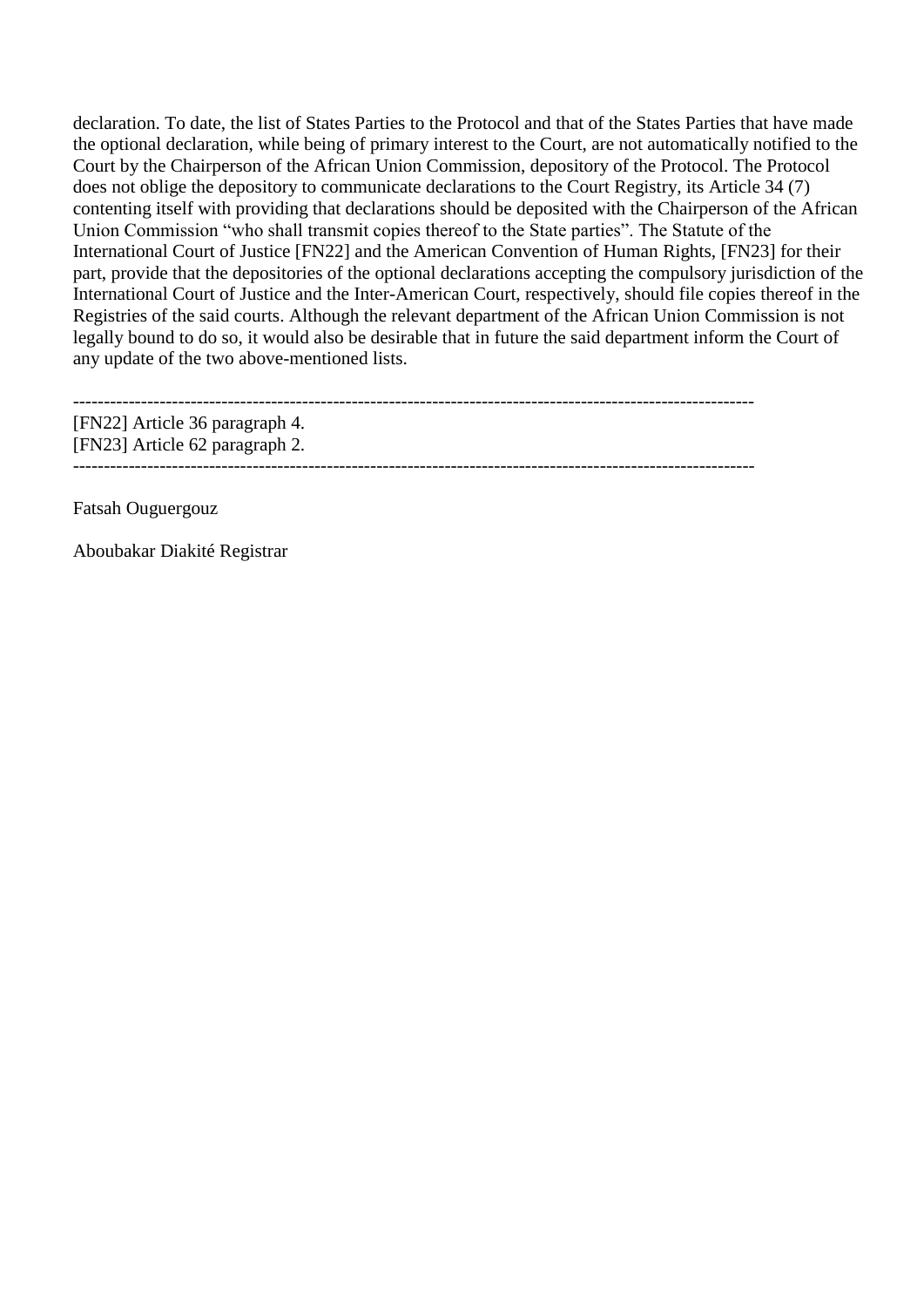declaration. To date, the list of States Parties to the Protocol and that of the States Parties that have made the optional declaration, while being of primary interest to the Court, are not automatically notified to the Court by the Chairperson of the African Union Commission, depository of the Protocol. The Protocol does not oblige the depository to communicate declarations to the Court Registry, its Article 34 (7) contenting itself with providing that declarations should be deposited with the Chairperson of the African Union Commission "who shall transmit copies thereof to the State parties". The Statute of the International Court of Justice [FN22] and the American Convention of Human Rights, [FN23] for their part, provide that the depositories of the optional declarations accepting the compulsory jurisdiction of the International Court of Justice and the Inter-American Court, respectively, should file copies thereof in the Registries of the said courts. Although the relevant department of the African Union Commission is not legally bound to do so, it would also be desirable that in future the said department inform the Court of any update of the two above-mentioned lists.

---

[FN22] Article 36 paragraph 4.
[FN23] Article 62 paragraph 2.

---

Fatsah Ouguergouz

Aboubakar Diakité Registrar